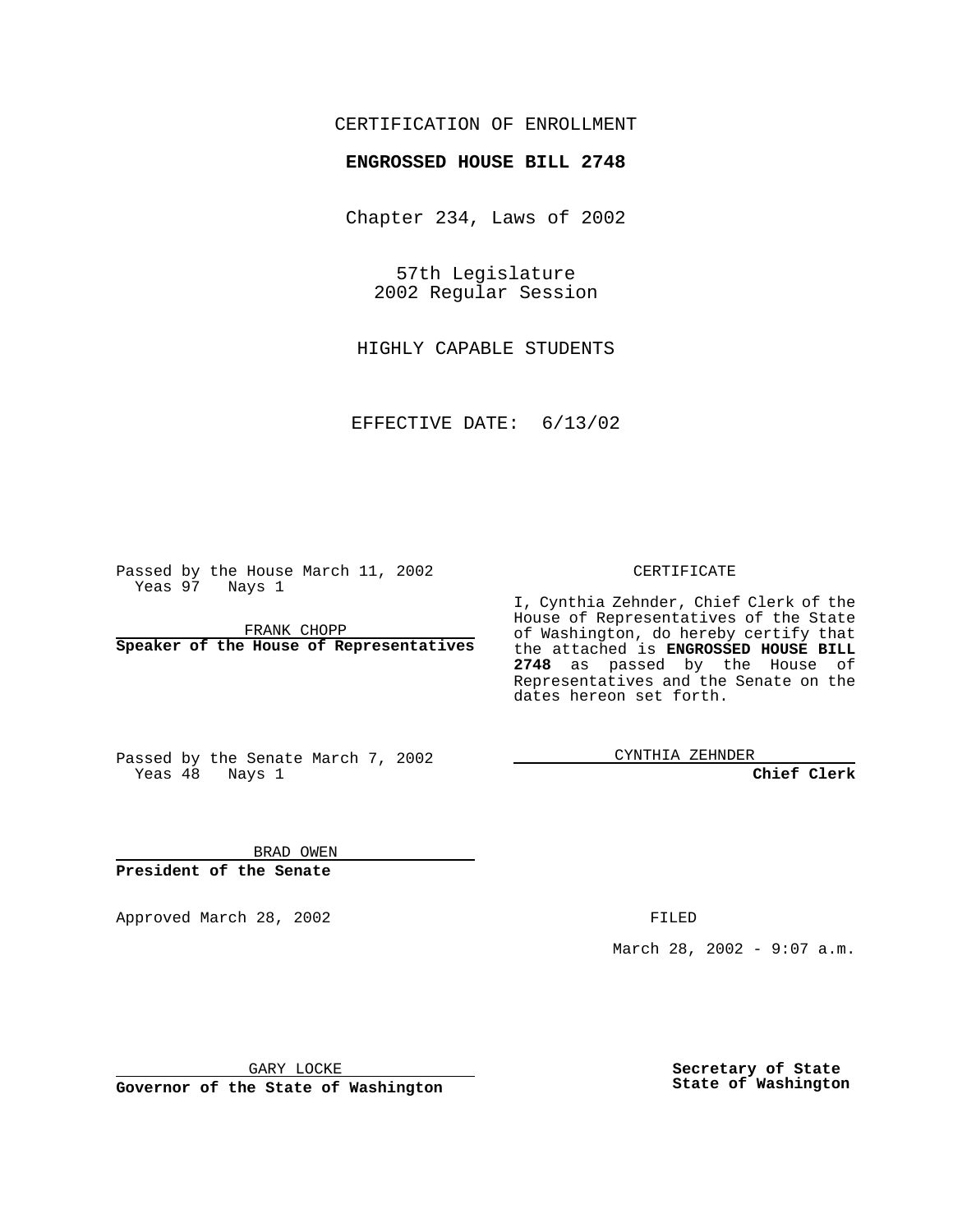CERTIFICATION OF ENROLLMENT

**ENGROSSED HOUSE BILL 2748**

Chapter 234, Laws of 2002

57th Legislature
2002 Regular Session

HIGHLY CAPABLE STUDENTS

EFFECTIVE DATE: 6/13/02

Passed by the House March 11, 2002
Yeas 97 Nays 1

FRANK CHOPP
**Speaker of the House of Representatives**

Passed by the Senate March 7, 2002
Yeas 48 Nays 1

BRAD OWEN
**President of the Senate**

Approved March 28, 2002

GARY LOCKE
**Governor of the State of Washington**

CERTIFICATE

I, Cynthia Zehnder, Chief Clerk of the House of Representatives of the State of Washington, do hereby certify that the attached is **ENGROSSED HOUSE BILL 2748** as passed by the House of Representatives and the Senate on the dates hereon set forth.

CYNTHIA ZEHNDER
**Chief Clerk**

FILED

March 28, 2002 - 9:07 a.m.

**Secretary of State**
**State of Washington**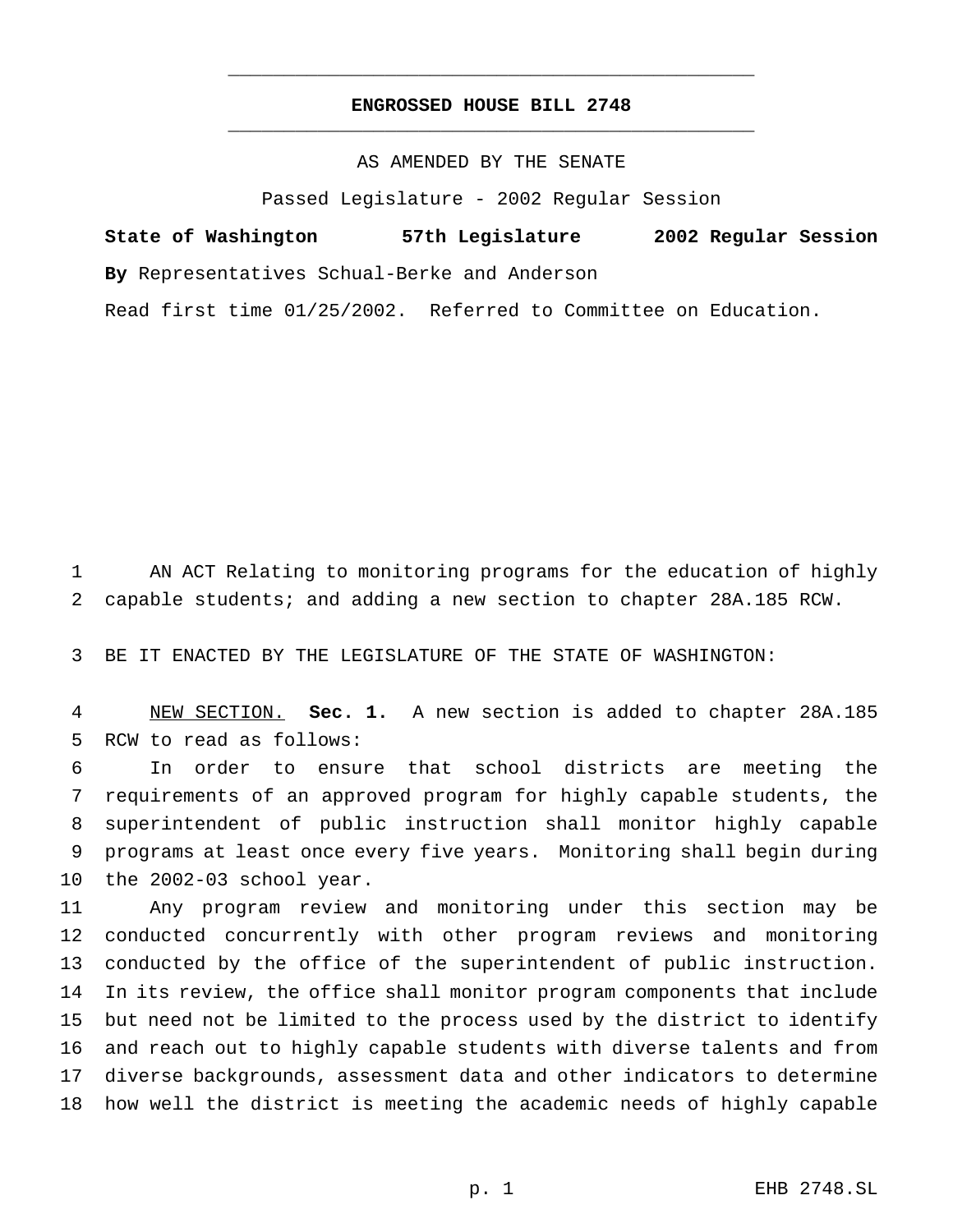**ENGROSSED HOUSE BILL 2748**

AS AMENDED BY THE SENATE

Passed Legislature - 2002 Regular Session

**State of Washington 57th Legislature 2002 Regular Session**

**By** Representatives Schual-Berke and Anderson

Read first time 01/25/2002. Referred to Committee on Education.

AN ACT Relating to monitoring programs for the education of highly capable students; and adding a new section to chapter 28A.185 RCW.

BE IT ENACTED BY THE LEGISLATURE OF THE STATE OF WASHINGTON:

NEW SECTION. **Sec. 1.** A new section is added to chapter 28A.185 RCW to read as follows:

In order to ensure that school districts are meeting the requirements of an approved program for highly capable students, the superintendent of public instruction shall monitor highly capable programs at least once every five years. Monitoring shall begin during the 2002-03 school year.

Any program review and monitoring under this section may be conducted concurrently with other program reviews and monitoring conducted by the office of the superintendent of public instruction. In its review, the office shall monitor program components that include but need not be limited to the process used by the district to identify and reach out to highly capable students with diverse talents and from diverse backgrounds, assessment data and other indicators to determine how well the district is meeting the academic needs of highly capable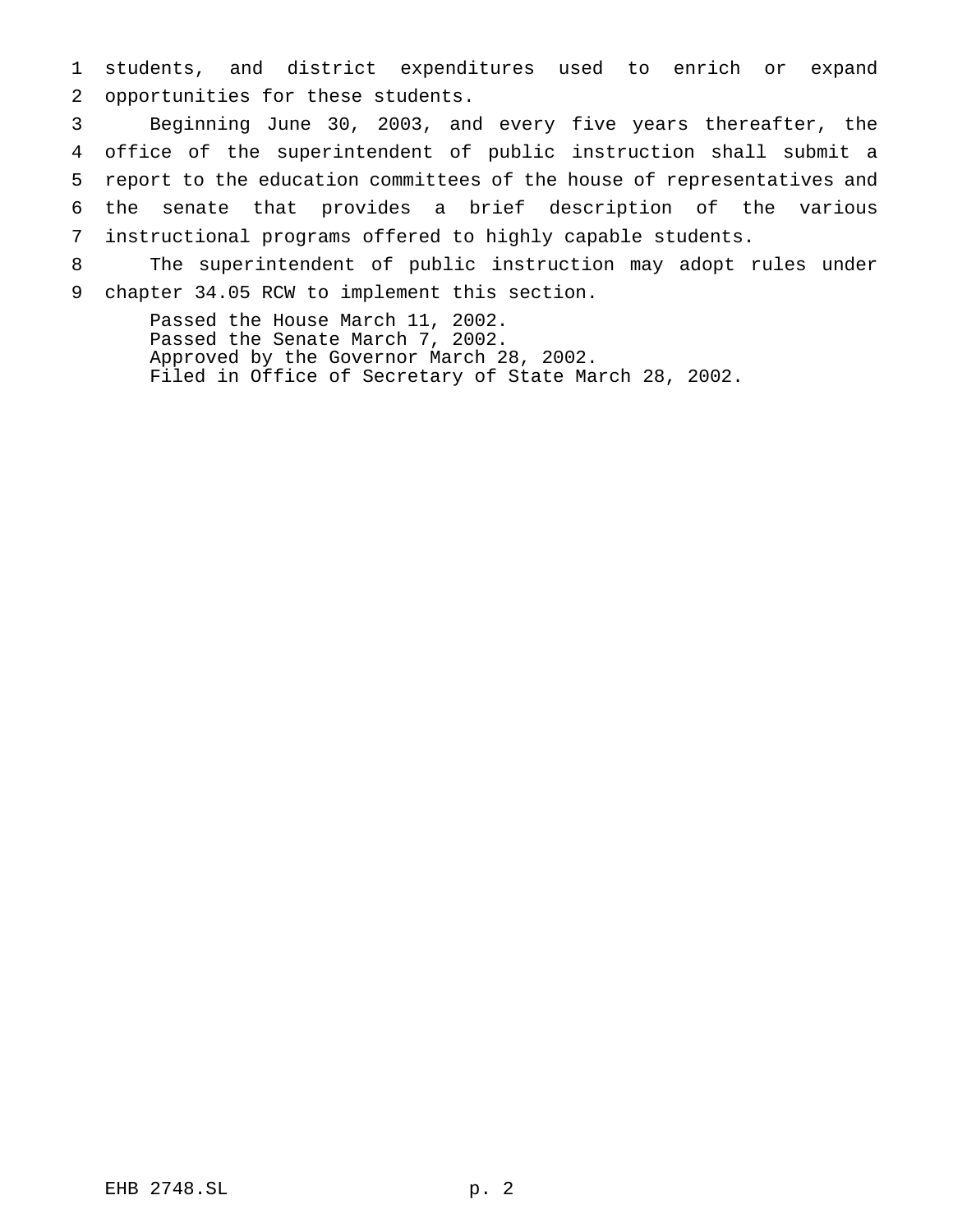students, and district expenditures used to enrich or expand opportunities for these students.

Beginning June 30, 2003, and every five years thereafter, the office of the superintendent of public instruction shall submit a report to the education committees of the house of representatives and the senate that provides a brief description of the various instructional programs offered to highly capable students.

The superintendent of public instruction may adopt rules under chapter 34.05 RCW to implement this section.

Passed the House March 11, 2002.
Passed the Senate March 7, 2002.
Approved by the Governor March 28, 2002.
Filed in Office of Secretary of State March 28, 2002.